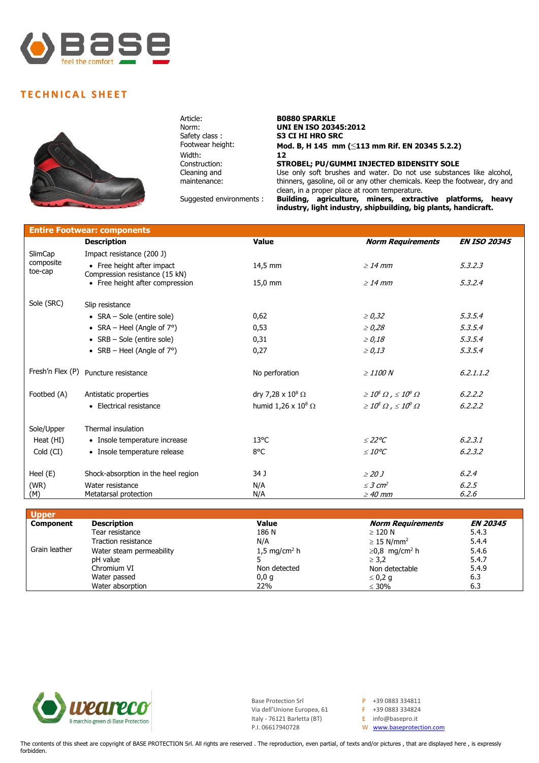Base feel the comfort

# TECHNICAL SHEET

| | |
|---|---|
| Article: | **B0880 SPARKLE** |
| Norm: | **UNI EN ISO 20345:2012** |
| Safety class : | **S3 CI HI HRO SRC** |
| Footwear height: | **Mod. B, H 145 mm (≤113 mm Rif. EN 20345 5.2.2)** |
| Width: | **12** |
| Construction: | **STROBEL; PU/GUMMI INJECTED BIDENSITY SOLE** |
| Cleaning and maintenance: | Use only soft brushes and water. Do not use substances like alcohol, thinners, gasoline, oil or any other chemicals. Keep the footwear, dry and clean, in a proper place at room temperature. |
| Suggested environments : | **Building, agriculture, miners, extractive platforms, heavy industry, light industry, shipbuilding, big plants, handicraft.** |

## Entire Footwear: components

| | **Description** | **Value** | ***Norm Requirements*** | ***EN ISO 20345*** |
|---|---|---|---|---|
| SlimCap composite toe-cap | Impact resistance (200 J) | | | |
| | • Free height after impact | 14,5 mm | *≥ 14 mm* | *5.3.2.3* |
| | Compression resistance (15 kN) | | | |
| | • Free height after compression | 15,0 mm | *≥ 14 mm* | *5.3.2.4* |
| Sole (SRC) | Slip resistance | | | |
| | • SRA – Sole (entire sole) | 0,62 | *≥ 0,32* | *5.3.5.4* |
| | • SRA – Heel (Angle of 7°) | 0,53 | *≥ 0,28* | *5.3.5.4* |
| | • SRB – Sole (entire sole) | 0,31 | *≥ 0,18* | *5.3.5.4* |
| | • SRB – Heel (Angle of 7°) | 0,27 | *≥ 0,13* | *5.3.5.4* |
| Fresh'n Flex (P) | Puncture resistance | No perforation | *≥ 1100 N* | *6.2.1.1.2* |
| Footbed (A) | Antistatic properties | dry 7,28 x $10^8$ Ω | *≥ $10^5$ Ω , ≤ $10^9$ Ω* | *6.2.2.2* |
| | • Electrical resistance | humid 1,26 x $10^8$ Ω | *≥ $10^5$ Ω , ≤ $10^9$ Ω* | *6.2.2.2* |
| Sole/Upper | Thermal insulation | | | |
| Heat (HI) | • Insole temperature increase | 13°C | *≤ 22°C* | *6.2.3.1* |
| Cold (CI) | • Insole temperature release | 8°C | *≤ 10°C* | *6.2.3.2* |
| Heel (E) | Shock-absorption in the heel region | 34 J | *≥ 20 J* | *6.2.4* |
| (WR) | Water resistance | N/A | *≤ 3 $cm^2$* | *6.2.5* |
| (M) | Metatarsal protection | N/A | *≥ 40 mm* | *6.2.6* |

## Upper

| **Component** | **Description** | **Value** | ***Norm Requirements*** | ***EN 20345*** |
|---|---|---|---|---|
| | Tear resistance | 186 N | ≥ 120 N | 5.4.3 |
| | Traction resistance | N/A | ≥ 15 N/$mm^2$ | 5.4.4 |
| Grain leather | Water steam permeability | 1,5 mg/$cm^2$ h | ≥0,8 mg/$cm^2$ h | 5.4.6 |
| | pH value | 5 | ≥ 3,2 | 5.4.7 |
| | Chromium VI | Non detected | Non detectable | 5.4.9 |
| | Water passed | 0,0 g | ≤ 0,2 g | 6.3 |
| | Water absorption | 22% | ≤ 30% | 6.3 |

weareco – Il marchio green di Base Protection

Base Protection Srl
Via dell'Unione Europea, 61
Italy - 76121 Barletta (BT)
P.I. 06617940728

P +39 0883 334811
F +39 0883 334824
E info@basepro.it
W www.baseprotection.com

The contents of this sheet are copyright of BASE PROTECTION Srl. All rights are reserved . The reproduction, even partial, of texts and/or pictures , that are displayed here , is expressly forbidden.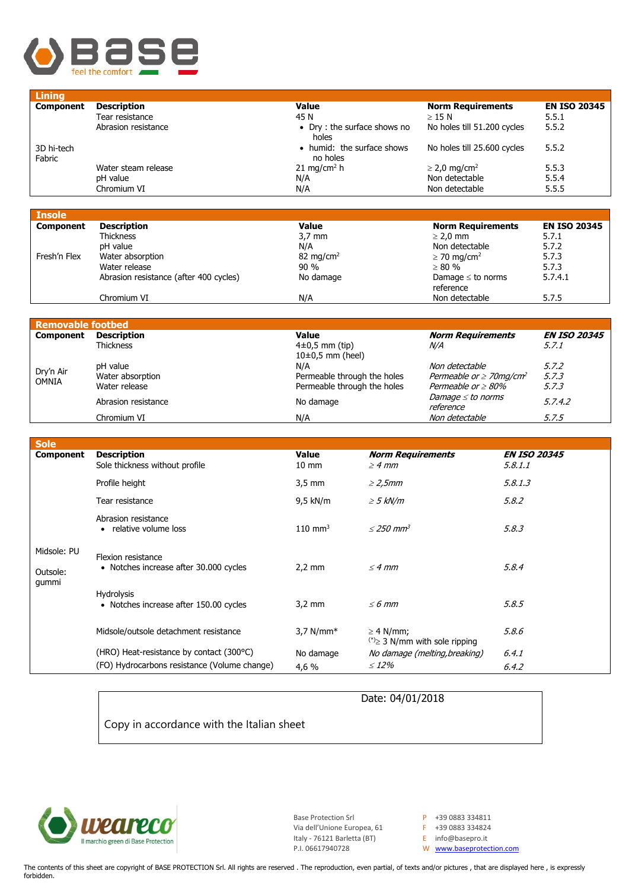## Lining

| Component | Description | Value | Norm Requirements | EN ISO 20345 |
|---|---|---|---|---|
| | Tear resistance | 45 N | ≥ 15 N | 5.5.1 |
| | Abrasion resistance | • Dry : the surface shows no holes | No holes till 51.200 cycles | 5.5.2 |
| 3D hi-tech Fabric | | • humid: the surface shows no holes | No holes till 25.600 cycles | 5.5.2 |
| | Water steam release | 21 mg/cm² h | ≥ 2,0 mg/cm² | 5.5.3 |
| | pH value | N/A | Non detectable | 5.5.4 |
| | Chromium VI | N/A | Non detectable | 5.5.5 |

## Insole

| Component | Description | Value | Norm Requirements | EN ISO 20345 |
|---|---|---|---|---|
| | Thickness | 3,7 mm | ≥ 2,0 mm | 5.7.1 |
| | pH value | N/A | Non detectable | 5.7.2 |
| Fresh'n Flex | Water absorption | 82 mg/cm² | ≥ 70 mg/cm² | 5.7.3 |
| | Water release | 90 % | ≥ 80 % | 5.7.3 |
| | Abrasion resistance (after 400 cycles) | No damage | Damage ≤ to norms reference | 5.7.4.1 |
| | Chromium VI | N/A | Non detectable | 5.7.5 |

## Removable footbed

| Component | Description | Value | *Norm Requirements* | *EN ISO 20345* |
|---|---|---|---|---|
| | Thickness | 4±0,5 mm (tip) 10±0,5 mm (heel) | *N/A* | *5.7.1* |
| Dry'n Air OMNIA | pH value | N/A | *Non detectable* | *5.7.2* |
| | Water absorption | Permeable through the holes | *Permeable or ≥ 70mg/cm²* | *5.7.3* |
| | Water release | Permeable through the holes | *Permeable or ≥ 80%* | *5.7.3* |
| | Abrasion resistance | No damage | *Damage ≤ to norms reference* | *5.7.4.2* |
| | Chromium VI | N/A | *Non detectable* | *5.7.5* |

## Sole

| Component | Description | Value | *Norm Requirements* | *EN ISO 20345* |
|---|---|---|---|---|
| | Sole thickness without profile | 10 mm | *≥ 4 mm* | *5.8.1.1* |
| | Profile height | 3,5 mm | *≥ 2,5mm* | *5.8.1.3* |
| | Tear resistance | 9,5 kN/m | *≥ 5 kN/m* | *5.8.2* |
| | Abrasion resistance • relative volume loss | 110 mm³ | *≤ 250 mm³* | *5.8.3* |
| Midsole: PU Outsole: gummi | Flexion resistance • Notches increase after 30.000 cycles | 2,2 mm | *≤ 4 mm* | *5.8.4* |
| | Hydrolysis • Notches increase after 150.00 cycles | 3,2 mm | *≤ 6 mm* | *5.8.5* |
| | Midsole/outsole detachment resistance | 3,7 N/mm* | ≥ 4 N/mm; (*)≥ 3 N/mm with sole ripping | *5.8.6* |
| | (HRO) Heat-resistance by contact (300°C) | No damage | *No damage (melting,breaking)* | *6.4.1* |
| | (FO) Hydrocarbons resistance (Volume change) | 4,6 % | *≤ 12%* | *6.4.2* |

Date: 04/01/2018

Copy in accordance with the Italian sheet

weareco – Il marchio green di Base Protection

Base Protection Srl
Via dell'Unione Europea, 61
Italy - 76121 Barletta (BT)
P.I. 06617940728

P +39 0883 334811
F +39 0883 334824
E info@basepro.it
W www.baseprotection.com

The contents of this sheet are copyright of BASE PROTECTION Srl. All rights are reserved . The reproduction, even partial, of texts and/or pictures , that are displayed here , is expressly forbidden.